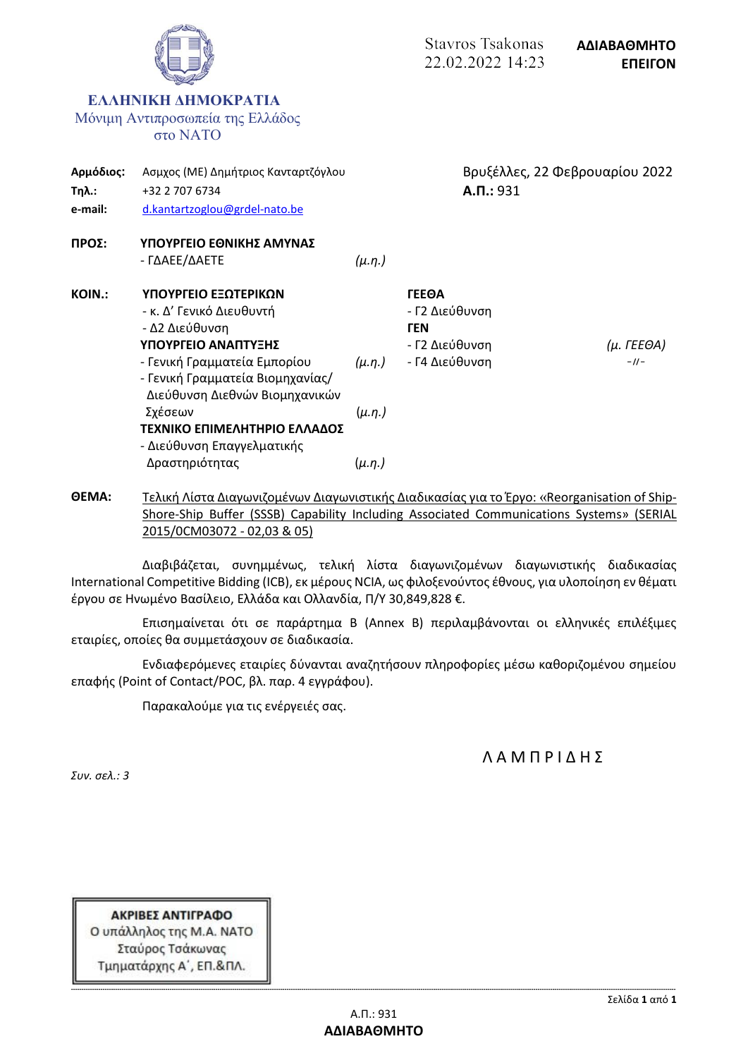Stavros Tsakonas
22.02.2022 14:23

**ΑΔΙΑΒΑΘΜΗΤΟ**
**ΕΠΕΙΓΟΝ**

**ΕΛΛΗΝΙΚΗ ΔΗΜΟΚΡΑΤΙΑ**
Μόνιμη Αντιπροσωπεία της Ελλάδος
στο ΝΑΤΟ

**Αρμόδιος:** Ασμχος (ΜΕ) Δημήτριος Κανταρτζόγλου
**Τηλ.:** +32 2 707 6734
**e-mail:** d.kantartzoglou@grdel-nato.be

Βρυξέλλες, 22 Φεβρουαρίου 2022
**Α.Π.:** 931

**ΠΡΟΣ:** **ΥΠΟΥΡΓΕΙΟ ΕΘΝΙΚΗΣ ΑΜΥΝΑΣ**
- ΓΔΑΕΕ/ΔΑΕΤΕ *(μ.η.)*

**ΚΟΙΝ.:** **ΥΠΟΥΡΓΕΙΟ ΕΞΩΤΕΡΙΚΩΝ**
- κ. Δ' Γενικό Διευθυντή
- Δ2 Διεύθυνση

**ΥΠΟΥΡΓΕΙΟ ΑΝΑΠΤΥΞΗΣ**
- Γενική Γραμματεία Εμπορίου *(μ.η.)*
- Γενική Γραμματεία Βιομηχανίας/ Διεύθυνση Διεθνών Βιομηχανικών Σχέσεων *(μ.η.)*

**ΤΕΧΝΙΚΟ ΕΠΙΜΕΛΗΤΗΡΙΟ ΕΛΛΑΔΟΣ**
- Διεύθυνση Επαγγελματικής Δραστηριότητας *(μ.η.)*

**ΓΕΕΘΑ**
- Γ2 Διεύθυνση

**ΓΕΝ**
- Γ2 Διεύθυνση *(μ. ΓΕΕΘΑ)*
- Γ4 Διεύθυνση -//-

**ΘΕΜΑ:** Τελική Λίστα Διαγωνιζομένων Διαγωνιστικής Διαδικασίας για το Έργο: «Reorganisation of Ship-Shore-Ship Buffer (SSSB) Capability Including Associated Communications Systems» (SERIAL 2015/0CM03072 - 02,03 & 05)

Διαβιβάζεται, συνημμένως, τελική λίστα διαγωνιζομένων διαγωνιστικής διαδικασίας International Competitive Bidding (ICB), εκ μέρους NCIA, ως φιλοξενούντος έθνους, για υλοποίηση εν θέματι έργου σε Ηνωμένο Βασίλειο, Ελλάδα και Ολλανδία, Π/Υ 30,849,828 €.

Επισημαίνεται ότι σε παράρτημα Β (Annex B) περιλαμβάνονται οι ελληνικές επιλέξιμες εταιρίες, οποίες θα συμμετάσχουν σε διαδικασία.

Ενδιαφερόμενες εταιρίες δύνανται αναζητήσουν πληροφορίες μέσω καθοριζομένου σημείου επαφής (Point of Contact/POC, βλ. παρ. 4 εγγράφου).

Παρακαλούμε για τις ενέργειές σας.

Λ Α Μ Π Ρ Ι Δ Η Σ

*Συν. σελ.: 3*

**ΑΚΡΙΒΕΣ ΑΝΤΙΓΡΑΦΟ**
Ο υπάλληλος της Μ.Α. ΝΑΤΟ
Σταύρος Τσάκωνας
Τμηματάρχης Α΄, ΕΠ.&ΠΛ.

Α.Π.: 931
**ΑΔΙΑΒΑΘΜΗΤΟ**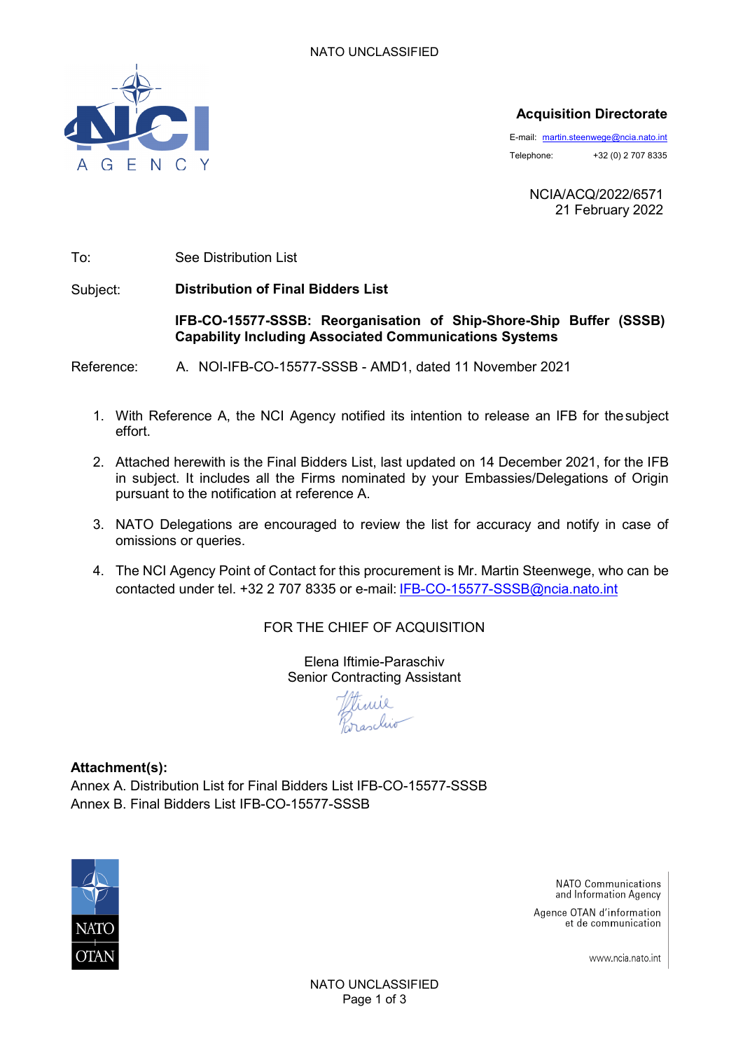**Acquisition Directorate**

E-mail: martin.steenwege@ncia.nato.int

Telephone: +32 (0) 2 707 8335

NCIA/ACQ/2022/6571
21 February 2022

To: See Distribution List

Subject: **Distribution of Final Bidders List**

**IFB-CO-15577-SSSB: Reorganisation of Ship-Shore-Ship Buffer (SSSB) Capability Including Associated Communications Systems**

Reference: A. NOI-IFB-CO-15577-SSSB - AMD1, dated 11 November 2021

1. With Reference A, the NCI Agency notified its intention to release an IFB for the subject effort.
2. Attached herewith is the Final Bidders List, last updated on 14 December 2021, for the IFB in subject. It includes all the Firms nominated by your Embassies/Delegations of Origin pursuant to the notification at reference A.
3. NATO Delegations are encouraged to review the list for accuracy and notify in case of omissions or queries.
4. The NCI Agency Point of Contact for this procurement is Mr. Martin Steenwege, who can be contacted under tel. +32 2 707 8335 or e-mail: IFB-CO-15577-SSSB@ncia.nato.int

FOR THE CHIEF OF ACQUISITION

Elena Iftimie-Paraschiv
Senior Contracting Assistant

**Attachment(s):**
Annex A. Distribution List for Final Bidders List IFB-CO-15577-SSSB
Annex B. Final Bidders List IFB-CO-15577-SSSB

NATO Communications and Information Agency
Agence OTAN d'information et de communication
www.ncia.nato.int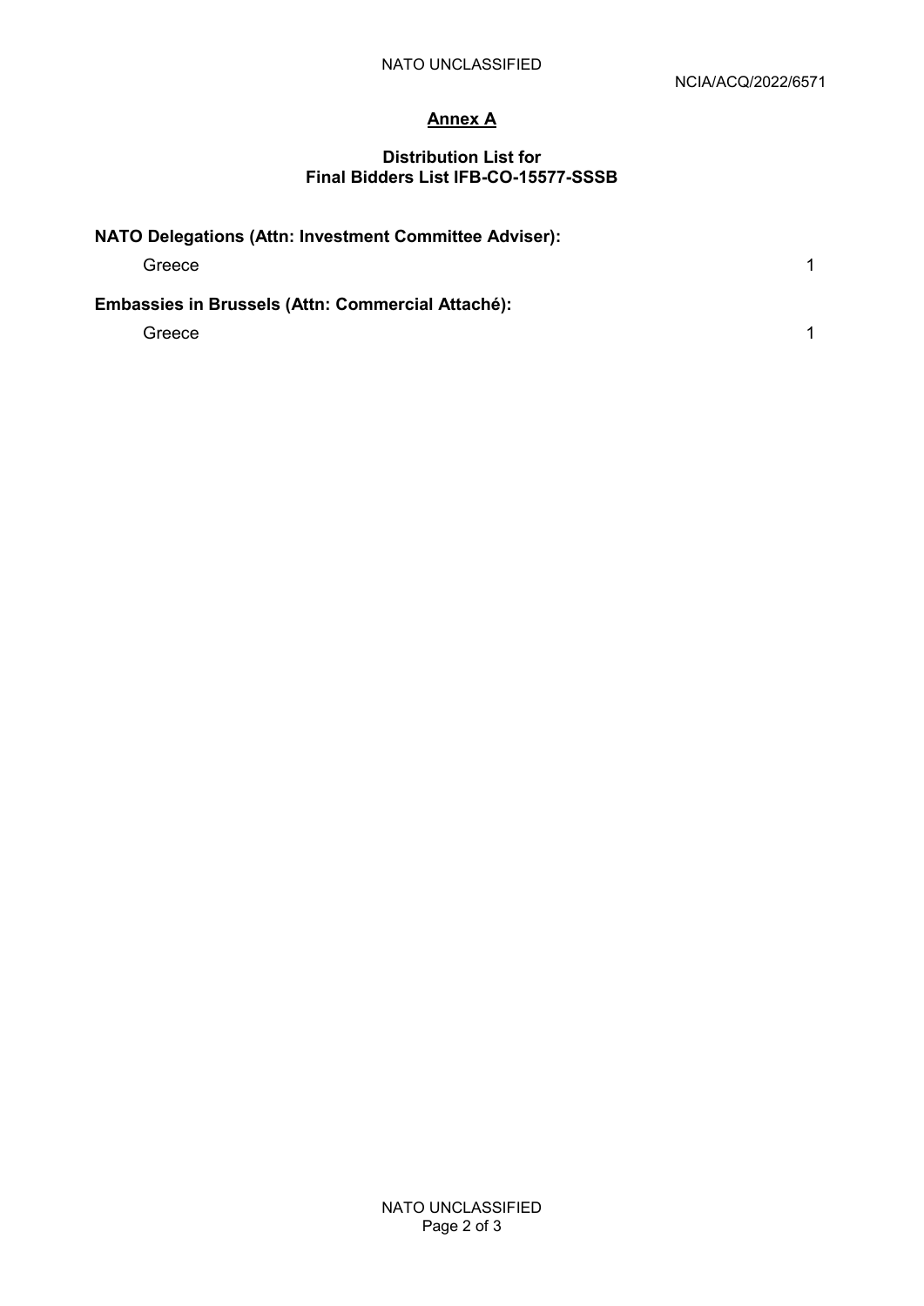NCIA/ACQ/2022/6571

## Annex A

### Distribution List for Final Bidders List IFB-CO-15577-SSSB

**NATO Delegations (Attn: Investment Committee Adviser):**

| | |
|---|---|
| Greece | 1 |

**Embassies in Brussels (Attn: Commercial Attaché):**

| | |
|---|---|
| Greece | 1 |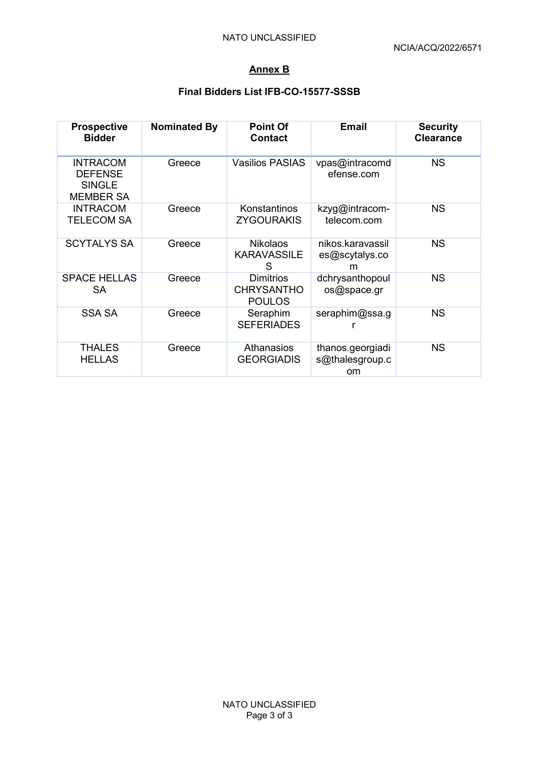## Annex B

### Final Bidders List IFB-CO-15577-SSSB

| Prospective Bidder | Nominated By | Point Of Contact | Email | Security Clearance |
|---|---|---|---|---|
| INTRACOM DEFENSE SINGLE MEMBER SA | Greece | Vasilios PASIAS | vpas@intracomdefense.com | NS |
| INTRACOM TELECOM SA | Greece | Konstantinos ZYGOURAKIS | kzyg@intracom-telecom.com | NS |
| SCYTALYS SA | Greece | Nikolaos KARAVASSILES | nikos.karavassiles@scytalys.com | NS |
| SPACE HELLAS SA | Greece | Dimitrios CHRYSANTHOPOULOS | dchrysanthopoulos@space.gr | NS |
| SSA SA | Greece | Seraphim SEFERIADES | seraphim@ssa.gr | NS |
| THALES HELLAS | Greece | Athanasios GEORGIADIS | thanos.georgiadis@thalesgroup.com | NS |